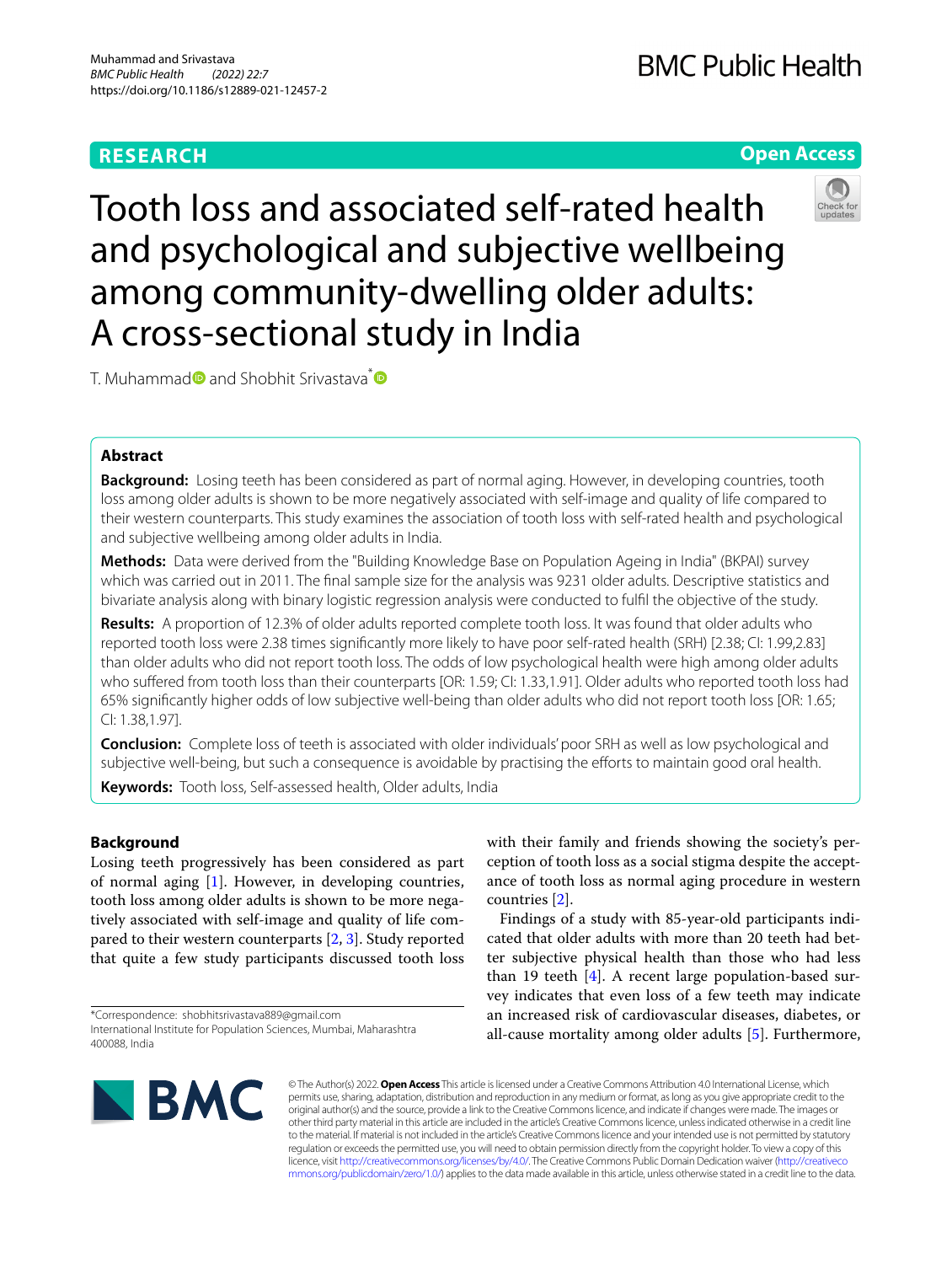**RESEARCH** **Open Access**

# Tooth loss and associated self-rated health and psychological and subjective wellbeing among community-dwelling older adults: A cross-sectional study in India

T. Muhammad and Shobhit Srivastava*

## Abstract

**Background:** Losing teeth has been considered as part of normal aging. However, in developing countries, tooth loss among older adults is shown to be more negatively associated with self-image and quality of life compared to their western counterparts. This study examines the association of tooth loss with self-rated health and psychological and subjective wellbeing among older adults in India.

**Methods:** Data were derived from the "Building Knowledge Base on Population Ageing in India" (BKPAI) survey which was carried out in 2011. The final sample size for the analysis was 9231 older adults. Descriptive statistics and bivariate analysis along with binary logistic regression analysis were conducted to fulfil the objective of the study.

**Results:** A proportion of 12.3% of older adults reported complete tooth loss. It was found that older adults who reported tooth loss were 2.38 times significantly more likely to have poor self-rated health (SRH) [2.38; CI: 1.99,2.83] than older adults who did not report tooth loss. The odds of low psychological health were high among older adults who suffered from tooth loss than their counterparts [OR: 1.59; CI: 1.33,1.91]. Older adults who reported tooth loss had 65% significantly higher odds of low subjective well-being than older adults who did not report tooth loss [OR: 1.65; CI: 1.38,1.97].

**Conclusion:** Complete loss of teeth is associated with older individuals' poor SRH as well as low psychological and subjective well-being, but such a consequence is avoidable by practising the efforts to maintain good oral health.

**Keywords:** Tooth loss, Self-assessed health, Older adults, India

## Background

Losing teeth progressively has been considered as part of normal aging [1]. However, in developing countries, tooth loss among older adults is shown to be more negatively associated with self-image and quality of life compared to their western counterparts [2, 3]. Study reported that quite a few study participants discussed tooth loss with their family and friends showing the society's perception of tooth loss as a social stigma despite the acceptance of tooth loss as normal aging procedure in western countries [2].

Findings of a study with 85-year-old participants indicated that older adults with more than 20 teeth had better subjective physical health than those who had less than 19 teeth [4]. A recent large population-based survey indicates that even loss of a few teeth may indicate an increased risk of cardiovascular diseases, diabetes, or all-cause mortality among older adults [5]. Furthermore,

*Correspondence: shobhitsrivastava889@gmail.com
International Institute for Population Sciences, Mumbai, Maharashtra 400088, India

© The Author(s) 2022. **Open Access** This article is licensed under a Creative Commons Attribution 4.0 International License, which permits use, sharing, adaptation, distribution and reproduction in any medium or format, as long as you give appropriate credit to the original author(s) and the source, provide a link to the Creative Commons licence, and indicate if changes were made. The images or other third party material in this article are included in the article's Creative Commons licence, unless indicated otherwise in a credit line to the material. If material is not included in the article's Creative Commons licence and your intended use is not permitted by statutory regulation or exceeds the permitted use, you will need to obtain permission directly from the copyright holder. To view a copy of this licence, visit http://creativecommons.org/licenses/by/4.0/. The Creative Commons Public Domain Dedication waiver (http://creativecommons.org/publicdomain/zero/1.0/) applies to the data made available in this article, unless otherwise stated in a credit line to the data.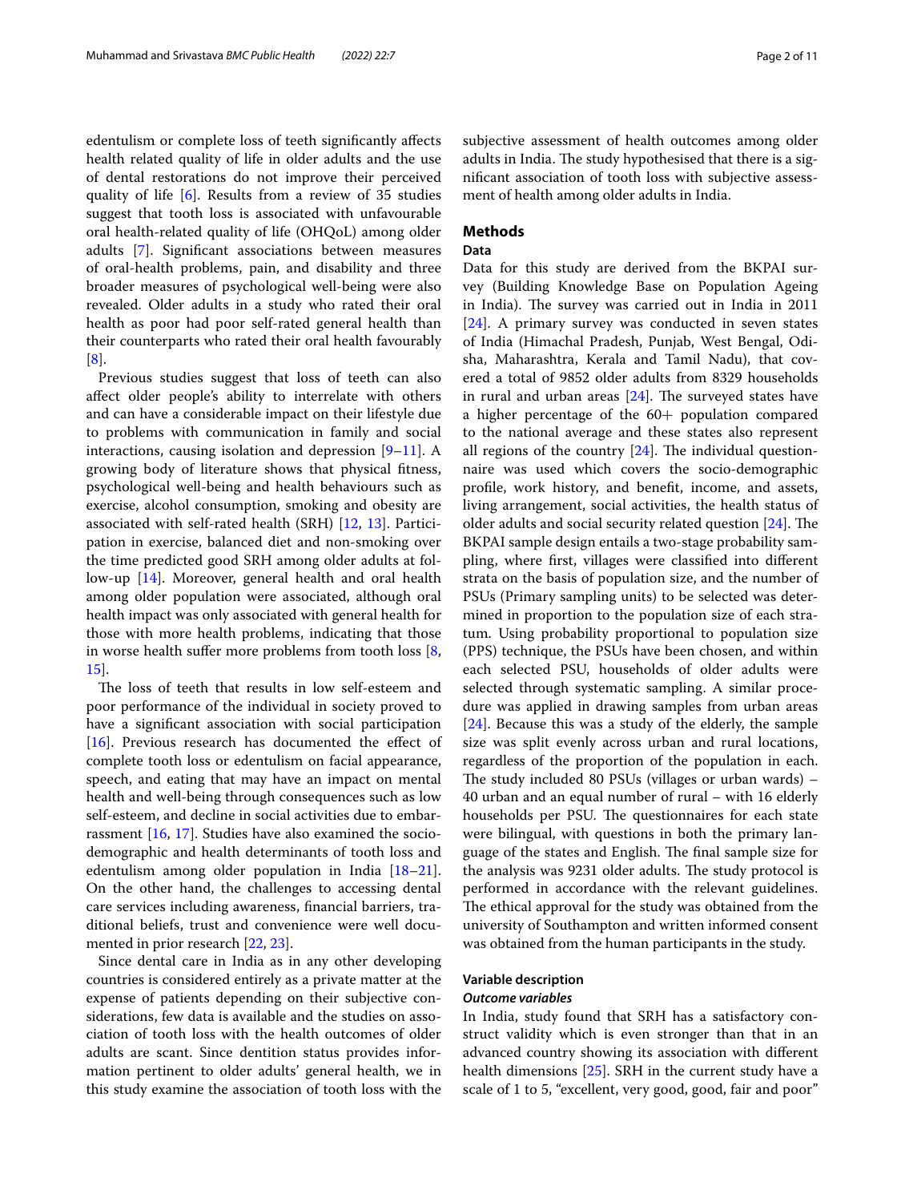edentulism or complete loss of teeth significantly affects health related quality of life in older adults and the use of dental restorations do not improve their perceived quality of life [6]. Results from a review of 35 studies suggest that tooth loss is associated with unfavourable oral health-related quality of life (OHQoL) among older adults [7]. Significant associations between measures of oral-health problems, pain, and disability and three broader measures of psychological well-being were also revealed. Older adults in a study who rated their oral health as poor had poor self-rated general health than their counterparts who rated their oral health favourably [8].

Previous studies suggest that loss of teeth can also affect older people's ability to interrelate with others and can have a considerable impact on their lifestyle due to problems with communication in family and social interactions, causing isolation and depression [9–11]. A growing body of literature shows that physical fitness, psychological well-being and health behaviours such as exercise, alcohol consumption, smoking and obesity are associated with self-rated health (SRH) [12, 13]. Participation in exercise, balanced diet and non-smoking over the time predicted good SRH among older adults at follow-up [14]. Moreover, general health and oral health among older population were associated, although oral health impact was only associated with general health for those with more health problems, indicating that those in worse health suffer more problems from tooth loss [8, 15].

The loss of teeth that results in low self-esteem and poor performance of the individual in society proved to have a significant association with social participation [16]. Previous research has documented the effect of complete tooth loss or edentulism on facial appearance, speech, and eating that may have an impact on mental health and well-being through consequences such as low self-esteem, and decline in social activities due to embarrassment [16, 17]. Studies have also examined the socio-demographic and health determinants of tooth loss and edentulism among older population in India [18–21]. On the other hand, the challenges to accessing dental care services including awareness, financial barriers, traditional beliefs, trust and convenience were well documented in prior research [22, 23].

Since dental care in India as in any other developing countries is considered entirely as a private matter at the expense of patients depending on their subjective considerations, few data is available and the studies on association of tooth loss with the health outcomes of older adults are scant. Since dentition status provides information pertinent to older adults' general health, we in this study examine the association of tooth loss with the subjective assessment of health outcomes among older adults in India. The study hypothesised that there is a significant association of tooth loss with subjective assessment of health among older adults in India.

## Methods

### Data

Data for this study are derived from the BKPAI survey (Building Knowledge Base on Population Ageing in India). The survey was carried out in India in 2011 [24]. A primary survey was conducted in seven states of India (Himachal Pradesh, Punjab, West Bengal, Odisha, Maharashtra, Kerala and Tamil Nadu), that covered a total of 9852 older adults from 8329 households in rural and urban areas [24]. The surveyed states have a higher percentage of the 60+ population compared to the national average and these states also represent all regions of the country [24]. The individual questionnaire was used which covers the socio-demographic profile, work history, and benefit, income, and assets, living arrangement, social activities, the health status of older adults and social security related question [24]. The BKPAI sample design entails a two-stage probability sampling, where first, villages were classified into different strata on the basis of population size, and the number of PSUs (Primary sampling units) to be selected was determined in proportion to the population size of each stratum. Using probability proportional to population size (PPS) technique, the PSUs have been chosen, and within each selected PSU, households of older adults were selected through systematic sampling. A similar procedure was applied in drawing samples from urban areas [24]. Because this was a study of the elderly, the sample size was split evenly across urban and rural locations, regardless of the proportion of the population in each. The study included 80 PSUs (villages or urban wards) – 40 urban and an equal number of rural – with 16 elderly households per PSU. The questionnaires for each state were bilingual, with questions in both the primary language of the states and English. The final sample size for the analysis was 9231 older adults. The study protocol is performed in accordance with the relevant guidelines. The ethical approval for the study was obtained from the university of Southampton and written informed consent was obtained from the human participants in the study.

### Variable description

#### *Outcome variables*

In India, study found that SRH has a satisfactory construct validity which is even stronger than that in an advanced country showing its association with different health dimensions [25]. SRH in the current study have a scale of 1 to 5, "excellent, very good, good, fair and poor"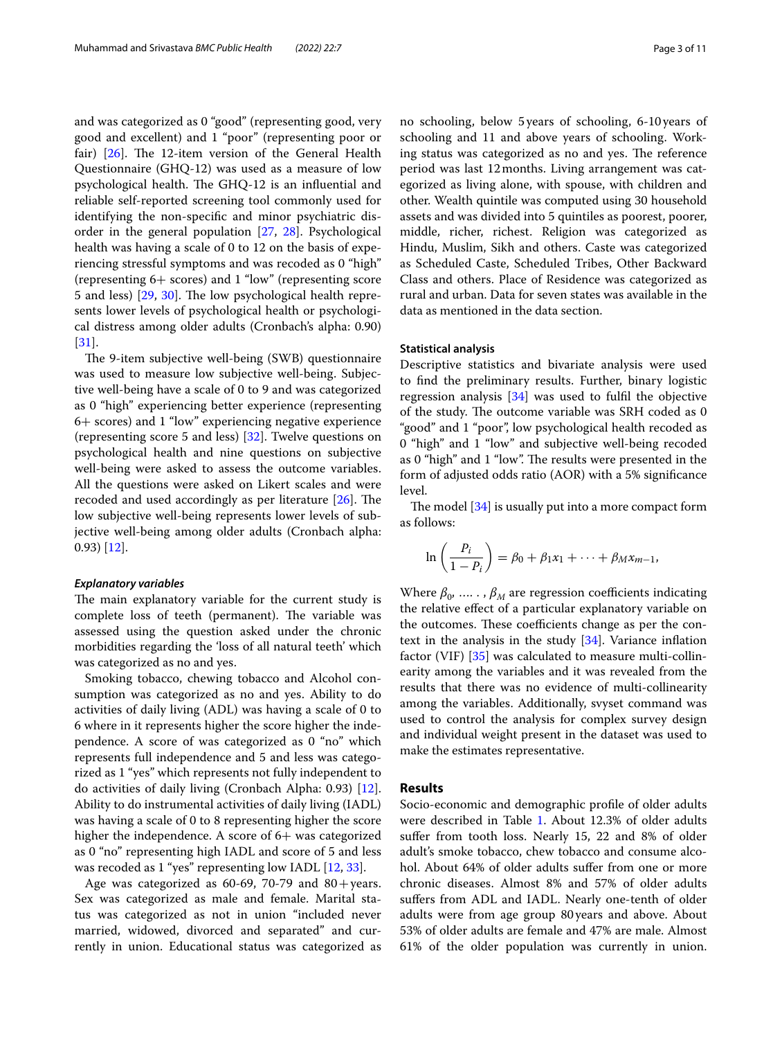and was categorized as 0 "good" (representing good, very good and excellent) and 1 "poor" (representing poor or fair) [26]. The 12-item version of the General Health Questionnaire (GHQ-12) was used as a measure of low psychological health. The GHQ-12 is an influential and reliable self-reported screening tool commonly used for identifying the non-specific and minor psychiatric disorder in the general population [27, 28]. Psychological health was having a scale of 0 to 12 on the basis of experiencing stressful symptoms and was recoded as 0 "high" (representing 6+ scores) and 1 "low" (representing score 5 and less) [29, 30]. The low psychological health represents lower levels of psychological health or psychological distress among older adults (Cronbach's alpha: 0.90) [31].

The 9-item subjective well-being (SWB) questionnaire was used to measure low subjective well-being. Subjective well-being have a scale of 0 to 9 and was categorized as 0 "high" experiencing better experience (representing 6+ scores) and 1 "low" experiencing negative experience (representing score 5 and less) [32]. Twelve questions on psychological health and nine questions on subjective well-being were asked to assess the outcome variables. All the questions were asked on Likert scales and were recoded and used accordingly as per literature [26]. The low subjective well-being represents lower levels of subjective well-being among older adults (Cronbach alpha: 0.93) [12].

#### *Explanatory variables*

The main explanatory variable for the current study is complete loss of teeth (permanent). The variable was assessed using the question asked under the chronic morbidities regarding the 'loss of all natural teeth' which was categorized as no and yes.

Smoking tobacco, chewing tobacco and Alcohol consumption was categorized as no and yes. Ability to do activities of daily living (ADL) was having a scale of 0 to 6 where in it represents higher the score higher the independence. A score of was categorized as 0 "no" which represents full independence and 5 and less was categorized as 1 "yes" which represents not fully independent to do activities of daily living (Cronbach Alpha: 0.93) [12]. Ability to do instrumental activities of daily living (IADL) was having a scale of 0 to 8 representing higher the score higher the independence. A score of 6+ was categorized as 0 "no" representing high IADL and score of 5 and less was recoded as 1 "yes" representing low IADL [12, 33].

Age was categorized as 60-69, 70-79 and 80+years. Sex was categorized as male and female. Marital status was categorized as not in union "included never married, widowed, divorced and separated" and currently in union. Educational status was categorized as no schooling, below 5 years of schooling, 6-10 years of schooling and 11 and above years of schooling. Working status was categorized as no and yes. The reference period was last 12 months. Living arrangement was categorized as living alone, with spouse, with children and other. Wealth quintile was computed using 30 household assets and was divided into 5 quintiles as poorest, poorer, middle, richer, richest. Religion was categorized as Hindu, Muslim, Sikh and others. Caste was categorized as Scheduled Caste, Scheduled Tribes, Other Backward Class and others. Place of Residence was categorized as rural and urban. Data for seven states was available in the data as mentioned in the data section.

### Statistical analysis

Descriptive statistics and bivariate analysis were used to find the preliminary results. Further, binary logistic regression analysis [34] was used to fulfil the objective of the study. The outcome variable was SRH coded as 0 "good" and 1 "poor", low psychological health recoded as 0 "high" and 1 "low" and subjective well-being recoded as 0 "high" and 1 "low". The results were presented in the form of adjusted odds ratio (AOR) with a 5% significance level.

The model [34] is usually put into a more compact form as follows:

$$\ln\left(\frac{P_i}{1-P_i}\right) = \beta_0 + \beta_1 x_1 + \cdots + \beta_M x_{m-1},$$

Where $\beta_0$, .... , $\beta_M$ are regression coefficients indicating the relative effect of a particular explanatory variable on the outcomes. These coefficients change as per the context in the analysis in the study [34]. Variance inflation factor (VIF) [35] was calculated to measure multi-collinearity among the variables and it was revealed from the results that there was no evidence of multi-collinearity among the variables. Additionally, svyset command was used to control the analysis for complex survey design and individual weight present in the dataset was used to make the estimates representative.

## Results

Socio-economic and demographic profile of older adults were described in Table 1. About 12.3% of older adults suffer from tooth loss. Nearly 15, 22 and 8% of older adult's smoke tobacco, chew tobacco and consume alcohol. About 64% of older adults suffer from one or more chronic diseases. Almost 8% and 57% of older adults suffers from ADL and IADL. Nearly one-tenth of older adults were from age group 80 years and above. About 53% of older adults are female and 47% are male. Almost 61% of the older population was currently in union.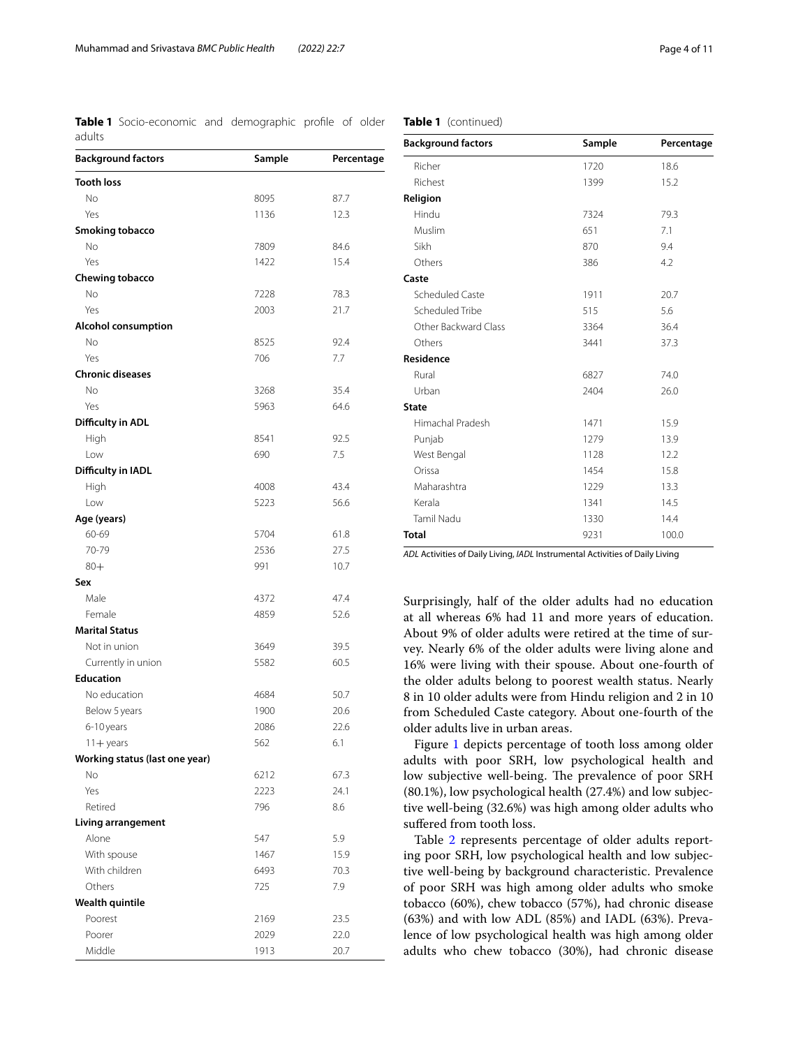**Table 1** Socio-economic and demographic profile of older adults

| Background factors | Sample | Percentage |
|---|---|---|
| **Tooth loss** | | |
| No | 8095 | 87.7 |
| Yes | 1136 | 12.3 |
| **Smoking tobacco** | | |
| No | 7809 | 84.6 |
| Yes | 1422 | 15.4 |
| **Chewing tobacco** | | |
| No | 7228 | 78.3 |
| Yes | 2003 | 21.7 |
| **Alcohol consumption** | | |
| No | 8525 | 92.4 |
| Yes | 706 | 7.7 |
| **Chronic diseases** | | |
| No | 3268 | 35.4 |
| Yes | 5963 | 64.6 |
| **Difficulty in ADL** | | |
| High | 8541 | 92.5 |
| Low | 690 | 7.5 |
| **Difficulty in IADL** | | |
| High | 4008 | 43.4 |
| Low | 5223 | 56.6 |
| **Age (years)** | | |
| 60-69 | 5704 | 61.8 |
| 70-79 | 2536 | 27.5 |
| 80+ | 991 | 10.7 |
| **Sex** | | |
| Male | 4372 | 47.4 |
| Female | 4859 | 52.6 |
| **Marital Status** | | |
| Not in union | 3649 | 39.5 |
| Currently in union | 5582 | 60.5 |
| **Education** | | |
| No education | 4684 | 50.7 |
| Below 5 years | 1900 | 20.6 |
| 6-10 years | 2086 | 22.6 |
| 11+ years | 562 | 6.1 |
| **Working status (last one year)** | | |
| No | 6212 | 67.3 |
| Yes | 2223 | 24.1 |
| Retired | 796 | 8.6 |
| **Living arrangement** | | |
| Alone | 547 | 5.9 |
| With spouse | 1467 | 15.9 |
| With children | 6493 | 70.3 |
| Others | 725 | 7.9 |
| **Wealth quintile** | | |
| Poorest | 2169 | 23.5 |
| Poorer | 2029 | 22.0 |
| Middle | 1913 | 20.7 |
| Richer | 1720 | 18.6 |
| Richest | 1399 | 15.2 |
| **Religion** | | |
| Hindu | 7324 | 79.3 |
| Muslim | 651 | 7.1 |
| Sikh | 870 | 9.4 |
| Others | 386 | 4.2 |
| **Caste** | | |
| Scheduled Caste | 1911 | 20.7 |
| Scheduled Tribe | 515 | 5.6 |
| Other Backward Class | 3364 | 36.4 |
| Others | 3441 | 37.3 |
| **Residence** | | |
| Rural | 6827 | 74.0 |
| Urban | 2404 | 26.0 |
| **State** | | |
| Himachal Pradesh | 1471 | 15.9 |
| Punjab | 1279 | 13.9 |
| West Bengal | 1128 | 12.2 |
| Orissa | 1454 | 15.8 |
| Maharashtra | 1229 | 13.3 |
| Kerala | 1341 | 14.5 |
| Tamil Nadu | 1330 | 14.4 |
| **Total** | 9231 | 100.0 |

*ADL* Activities of Daily Living, *IADL* Instrumental Activities of Daily Living

Surprisingly, half of the older adults had no education at all whereas 6% had 11 and more years of education. About 9% of older adults were retired at the time of survey. Nearly 6% of the older adults were living alone and 16% were living with their spouse. About one-fourth of the older adults belong to poorest wealth status. Nearly 8 in 10 older adults were from Hindu religion and 2 in 10 from Scheduled Caste category. About one-fourth of the older adults live in urban areas.

Figure 1 depicts percentage of tooth loss among older adults with poor SRH, low psychological health and low subjective well-being. The prevalence of poor SRH (80.1%), low psychological health (27.4%) and low subjective well-being (32.6%) was high among older adults who suffered from tooth loss.

Table 2 represents percentage of older adults reporting poor SRH, low psychological health and low subjective well-being by background characteristic. Prevalence of poor SRH was high among older adults who smoke tobacco (60%), chew tobacco (57%), had chronic disease (63%) and with low ADL (85%) and IADL (63%). Prevalence of low psychological health was high among older adults who chew tobacco (30%), had chronic disease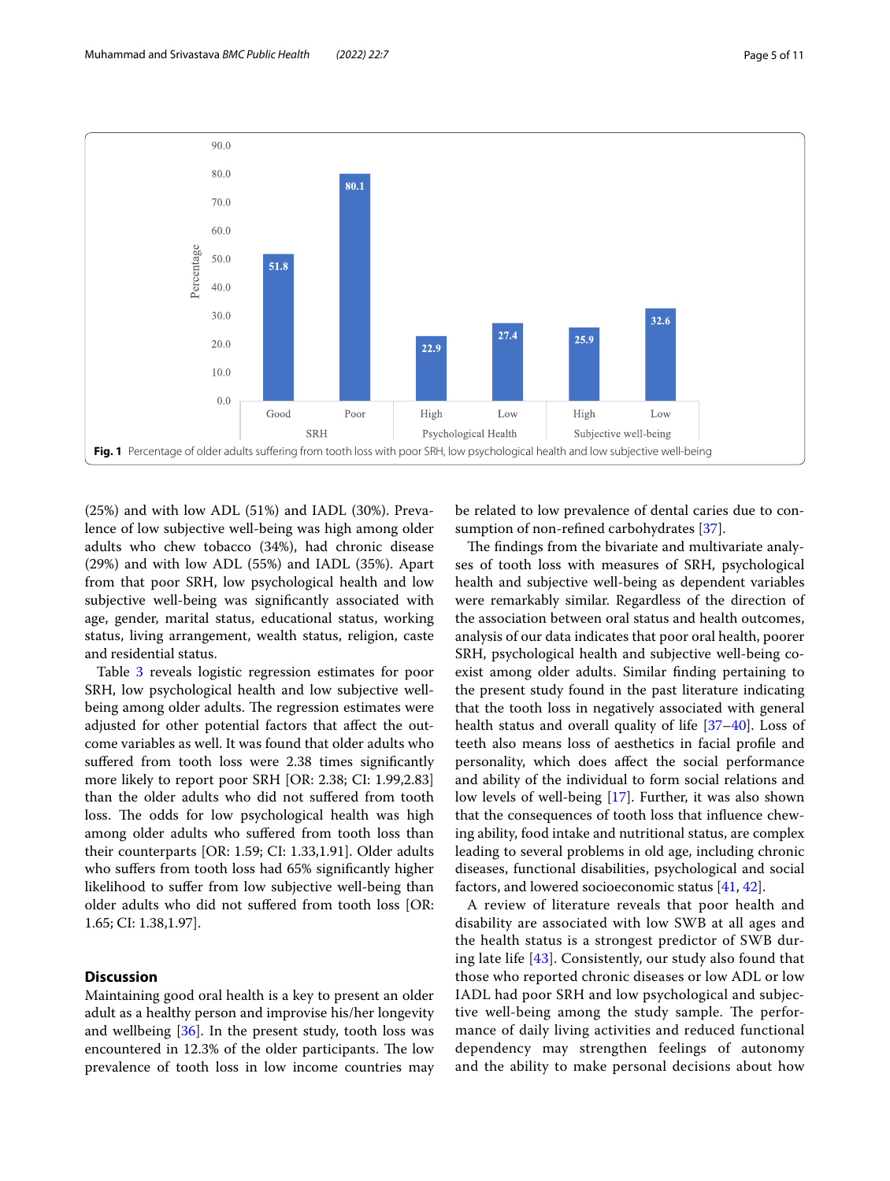Fig. 1 Percentage of older adults suffering from tooth loss with poor SRH, low psychological health and low subjective well-being

(25%) and with low ADL (51%) and IADL (30%). Prevalence of low subjective well-being was high among older adults who chew tobacco (34%), had chronic disease (29%) and with low ADL (55%) and IADL (35%). Apart from that poor SRH, low psychological health and low subjective well-being was significantly associated with age, gender, marital status, educational status, working status, living arrangement, wealth status, religion, caste and residential status.

Table 3 reveals logistic regression estimates for poor SRH, low psychological health and low subjective well-being among older adults. The regression estimates were adjusted for other potential factors that affect the outcome variables as well. It was found that older adults who suffered from tooth loss were 2.38 times significantly more likely to report poor SRH [OR: 2.38; CI: 1.99,2.83] than the older adults who did not suffered from tooth loss. The odds for low psychological health was high among older adults who suffered from tooth loss than their counterparts [OR: 1.59; CI: 1.33,1.91]. Older adults who suffers from tooth loss had 65% significantly higher likelihood to suffer from low subjective well-being than older adults who did not suffered from tooth loss [OR: 1.65; CI: 1.38,1.97].

## Discussion

Maintaining good oral health is a key to present an older adult as a healthy person and improvise his/her longevity and wellbeing [36]. In the present study, tooth loss was encountered in 12.3% of the older participants. The low prevalence of tooth loss in low income countries may be related to low prevalence of dental caries due to consumption of non-refined carbohydrates [37].

The findings from the bivariate and multivariate analyses of tooth loss with measures of SRH, psychological health and subjective well-being as dependent variables were remarkably similar. Regardless of the direction of the association between oral status and health outcomes, analysis of our data indicates that poor oral health, poorer SRH, psychological health and subjective well-being co-exist among older adults. Similar finding pertaining to the present study found in the past literature indicating that the tooth loss in negatively associated with general health status and overall quality of life [37–40]. Loss of teeth also means loss of aesthetics in facial profile and personality, which does affect the social performance and ability of the individual to form social relations and low levels of well-being [17]. Further, it was also shown that the consequences of tooth loss that influence chewing ability, food intake and nutritional status, are complex leading to several problems in old age, including chronic diseases, functional disabilities, psychological and social factors, and lowered socioeconomic status [41, 42].

A review of literature reveals that poor health and disability are associated with low SWB at all ages and the health status is a strongest predictor of SWB during late life [43]. Consistently, our study also found that those who reported chronic diseases or low ADL or low IADL had poor SRH and low psychological and subjective well-being among the study sample. The performance of daily living activities and reduced functional dependency may strengthen feelings of autonomy and the ability to make personal decisions about how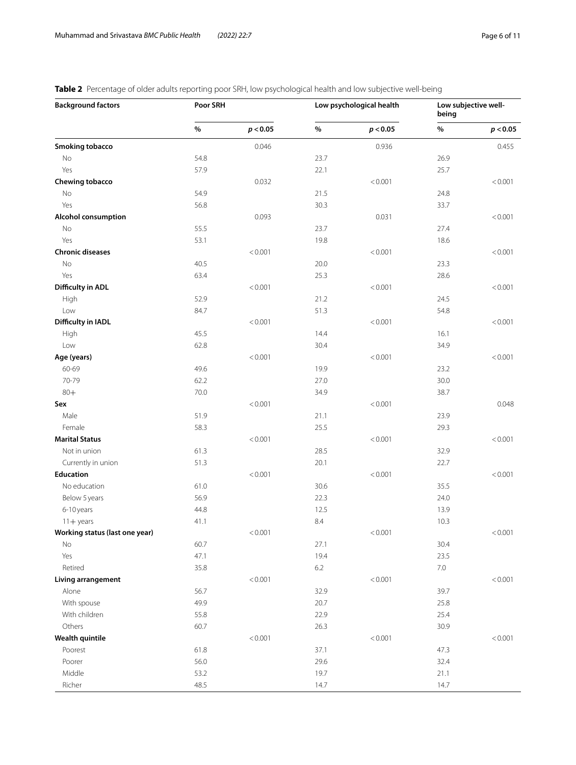**Table 2** Percentage of older adults reporting poor SRH, low psychological health and low subjective well-being

| Background factors | Poor SRH | | Low psychological health | | Low subjective well-being | |
|---|---|---|---|---|---|---|
| | % | $p < 0.05$ | % | $p < 0.05$ | % | $p < 0.05$ |
| **Smoking tobacco** | | 0.046 | | 0.936 | | 0.455 |
| No | 54.8 | | 23.7 | | 26.9 | |
| Yes | 57.9 | | 22.1 | | 25.7 | |
| **Chewing tobacco** | | 0.032 | | < 0.001 | | < 0.001 |
| No | 54.9 | | 21.5 | | 24.8 | |
| Yes | 56.8 | | 30.3 | | 33.7 | |
| **Alcohol consumption** | | 0.093 | | 0.031 | | < 0.001 |
| No | 55.5 | | 23.7 | | 27.4 | |
| Yes | 53.1 | | 19.8 | | 18.6 | |
| **Chronic diseases** | | < 0.001 | | < 0.001 | | < 0.001 |
| No | 40.5 | | 20.0 | | 23.3 | |
| Yes | 63.4 | | 25.3 | | 28.6 | |
| **Difficulty in ADL** | | < 0.001 | | < 0.001 | | < 0.001 |
| High | 52.9 | | 21.2 | | 24.5 | |
| Low | 84.7 | | 51.3 | | 54.8 | |
| **Difficulty in IADL** | | < 0.001 | | < 0.001 | | < 0.001 |
| High | 45.5 | | 14.4 | | 16.1 | |
| Low | 62.8 | | 30.4 | | 34.9 | |
| **Age (years)** | | < 0.001 | | < 0.001 | | < 0.001 |
| 60-69 | 49.6 | | 19.9 | | 23.2 | |
| 70-79 | 62.2 | | 27.0 | | 30.0 | |
| 80+ | 70.0 | | 34.9 | | 38.7 | |
| **Sex** | | < 0.001 | | < 0.001 | | 0.048 |
| Male | 51.9 | | 21.1 | | 23.9 | |
| Female | 58.3 | | 25.5 | | 29.3 | |
| **Marital Status** | | < 0.001 | | < 0.001 | | < 0.001 |
| Not in union | 61.3 | | 28.5 | | 32.9 | |
| Currently in union | 51.3 | | 20.1 | | 22.7 | |
| **Education** | | < 0.001 | | < 0.001 | | < 0.001 |
| No education | 61.0 | | 30.6 | | 35.5 | |
| Below 5 years | 56.9 | | 22.3 | | 24.0 | |
| 6-10 years | 44.8 | | 12.5 | | 13.9 | |
| 11+ years | 41.1 | | 8.4 | | 10.3 | |
| **Working status (last one year)** | | < 0.001 | | < 0.001 | | < 0.001 |
| No | 60.7 | | 27.1 | | 30.4 | |
| Yes | 47.1 | | 19.4 | | 23.5 | |
| Retired | 35.8 | | 6.2 | | 7.0 | |
| **Living arrangement** | | < 0.001 | | < 0.001 | | < 0.001 |
| Alone | 56.7 | | 32.9 | | 39.7 | |
| With spouse | 49.9 | | 20.7 | | 25.8 | |
| With children | 55.8 | | 22.9 | | 25.4 | |
| Others | 60.7 | | 26.3 | | 30.9 | |
| **Wealth quintile** | | < 0.001 | | < 0.001 | | < 0.001 |
| Poorest | 61.8 | | 37.1 | | 47.3 | |
| Poorer | 56.0 | | 29.6 | | 32.4 | |
| Middle | 53.2 | | 19.7 | | 21.1 | |
| Richer | 48.5 | | 14.7 | | 14.7 | |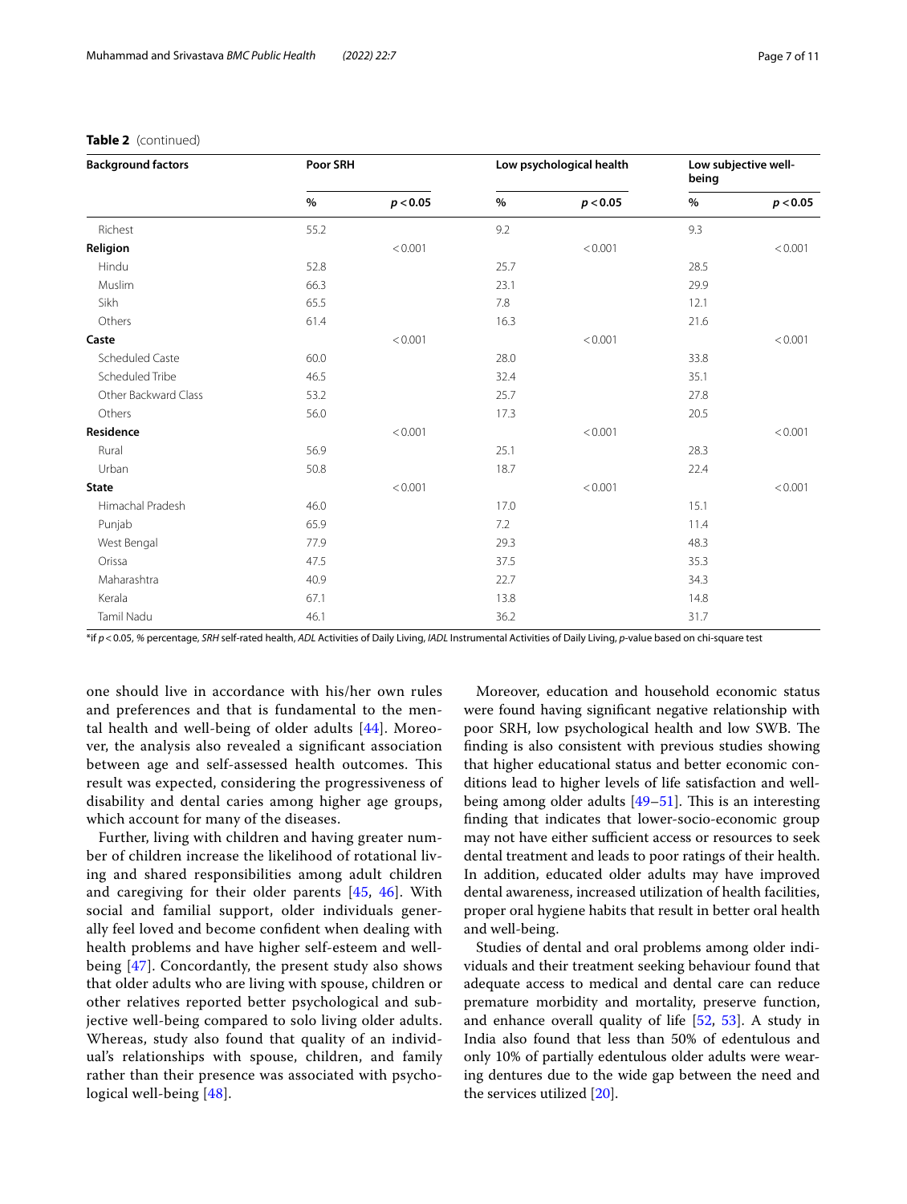**Table 2** (continued)

| Background factors | Poor SRH | | Low psychological health | | Low subjective well-being | |
|---|---|---|---|---|---|---|
| | % | $p < 0.05$ | % | $p < 0.05$ | % | $p < 0.05$ |
| Richest | 55.2 | | 9.2 | | 9.3 | |
| **Religion** | | < 0.001 | | < 0.001 | | < 0.001 |
| Hindu | 52.8 | | 25.7 | | 28.5 | |
| Muslim | 66.3 | | 23.1 | | 29.9 | |
| Sikh | 65.5 | | 7.8 | | 12.1 | |
| Others | 61.4 | | 16.3 | | 21.6 | |
| **Caste** | | < 0.001 | | < 0.001 | | < 0.001 |
| Scheduled Caste | 60.0 | | 28.0 | | 33.8 | |
| Scheduled Tribe | 46.5 | | 32.4 | | 35.1 | |
| Other Backward Class | 53.2 | | 25.7 | | 27.8 | |
| Others | 56.0 | | 17.3 | | 20.5 | |
| **Residence** | | < 0.001 | | < 0.001 | | < 0.001 |
| Rural | 56.9 | | 25.1 | | 28.3 | |
| Urban | 50.8 | | 18.7 | | 22.4 | |
| **State** | | < 0.001 | | < 0.001 | | < 0.001 |
| Himachal Pradesh | 46.0 | | 17.0 | | 15.1 | |
| Punjab | 65.9 | | 7.2 | | 11.4 | |
| West Bengal | 77.9 | | 29.3 | | 48.3 | |
| Orissa | 47.5 | | 37.5 | | 35.3 | |
| Maharashtra | 40.9 | | 22.7 | | 34.3 | |
| Kerala | 67.1 | | 13.8 | | 14.8 | |
| Tamil Nadu | 46.1 | | 36.2 | | 31.7 | |

*if $p < 0.05$, % percentage, *SRH* self-rated health, *ADL* Activities of Daily Living, *IADL* Instrumental Activities of Daily Living, *p*-value based on chi-square test

one should live in accordance with his/her own rules and preferences and that is fundamental to the mental health and well-being of older adults [44]. Moreover, the analysis also revealed a significant association between age and self-assessed health outcomes. This result was expected, considering the progressiveness of disability and dental caries among higher age groups, which account for many of the diseases.

Further, living with children and having greater number of children increase the likelihood of rotational living and shared responsibilities among adult children and caregiving for their older parents [45, 46]. With social and familial support, older individuals generally feel loved and become confident when dealing with health problems and have higher self-esteem and well-being [47]. Concordantly, the present study also shows that older adults who are living with spouse, children or other relatives reported better psychological and subjective well-being compared to solo living older adults. Whereas, study also found that quality of an individual's relationships with spouse, children, and family rather than their presence was associated with psychological well-being [48].

Moreover, education and household economic status were found having significant negative relationship with poor SRH, low psychological health and low SWB. The finding is also consistent with previous studies showing that higher educational status and better economic conditions lead to higher levels of life satisfaction and well-being among older adults [49–51]. This is an interesting finding that indicates that lower-socio-economic group may not have either sufficient access or resources to seek dental treatment and leads to poor ratings of their health. In addition, educated older adults may have improved dental awareness, increased utilization of health facilities, proper oral hygiene habits that result in better oral health and well-being.

Studies of dental and oral problems among older individuals and their treatment seeking behaviour found that adequate access to medical and dental care can reduce premature morbidity and mortality, preserve function, and enhance overall quality of life [52, 53]. A study in India also found that less than 50% of edentulous and only 10% of partially edentulous older adults were wearing dentures due to the wide gap between the need and the services utilized [20].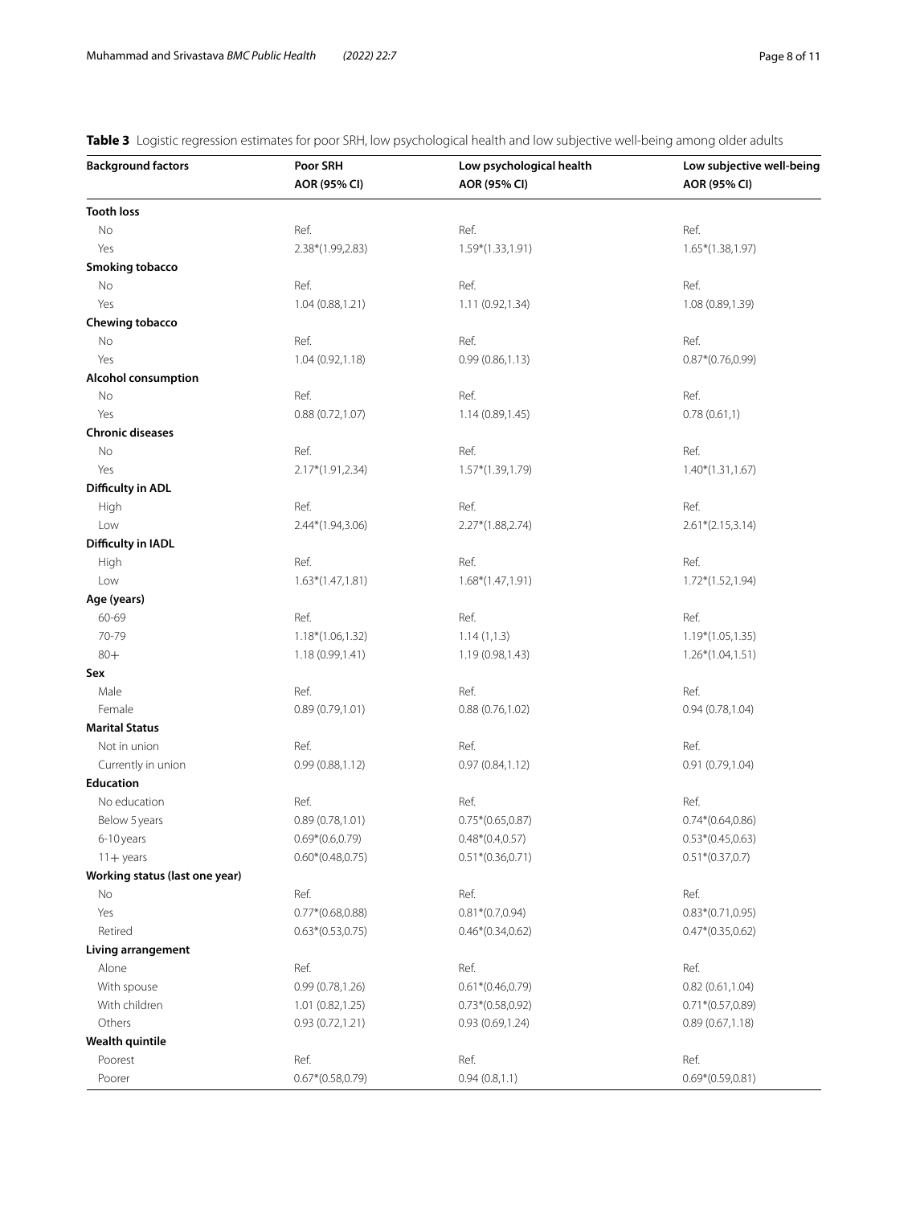**Table 3** Logistic regression estimates for poor SRH, low psychological health and low subjective well-being among older adults

| Background factors | Poor SRH AOR (95% CI) | Low psychological health AOR (95% CI) | Low subjective well-being AOR (95% CI) |
|---|---|---|---|
| **Tooth loss** | | | |
| No | Ref. | Ref. | Ref. |
| Yes | 2.38*(1.99,2.83) | 1.59*(1.33,1.91) | 1.65*(1.38,1.97) |
| **Smoking tobacco** | | | |
| No | Ref. | Ref. | Ref. |
| Yes | 1.04 (0.88,1.21) | 1.11 (0.92,1.34) | 1.08 (0.89,1.39) |
| **Chewing tobacco** | | | |
| No | Ref. | Ref. | Ref. |
| Yes | 1.04 (0.92,1.18) | 0.99 (0.86,1.13) | 0.87*(0.76,0.99) |
| **Alcohol consumption** | | | |
| No | Ref. | Ref. | Ref. |
| Yes | 0.88 (0.72,1.07) | 1.14 (0.89,1.45) | 0.78 (0.61,1) |
| **Chronic diseases** | | | |
| No | Ref. | Ref. | Ref. |
| Yes | 2.17*(1.91,2.34) | 1.57*(1.39,1.79) | 1.40*(1.31,1.67) |
| **Difficulty in ADL** | | | |
| High | Ref. | Ref. | Ref. |
| Low | 2.44*(1.94,3.06) | 2.27*(1.88,2.74) | 2.61*(2.15,3.14) |
| **Difficulty in IADL** | | | |
| High | Ref. | Ref. | Ref. |
| Low | 1.63*(1.47,1.81) | 1.68*(1.47,1.91) | 1.72*(1.52,1.94) |
| **Age (years)** | | | |
| 60-69 | Ref. | Ref. | Ref. |
| 70-79 | 1.18*(1.06,1.32) | 1.14 (1,1.3) | 1.19*(1.05,1.35) |
| 80+ | 1.18 (0.99,1.41) | 1.19 (0.98,1.43) | 1.26*(1.04,1.51) |
| **Sex** | | | |
| Male | Ref. | Ref. | Ref. |
| Female | 0.89 (0.79,1.01) | 0.88 (0.76,1.02) | 0.94 (0.78,1.04) |
| **Marital Status** | | | |
| Not in union | Ref. | Ref. | Ref. |
| Currently in union | 0.99 (0.88,1.12) | 0.97 (0.84,1.12) | 0.91 (0.79,1.04) |
| **Education** | | | |
| No education | Ref. | Ref. | Ref. |
| Below 5 years | 0.89 (0.78,1.01) | 0.75*(0.65,0.87) | 0.74*(0.64,0.86) |
| 6-10 years | 0.69*(0.6,0.79) | 0.48*(0.4,0.57) | 0.53*(0.45,0.63) |
| 11+ years | 0.60*(0.48,0.75) | 0.51*(0.36,0.71) | 0.51*(0.37,0.7) |
| **Working status (last one year)** | | | |
| No | Ref. | Ref. | Ref. |
| Yes | 0.77*(0.68,0.88) | 0.81*(0.7,0.94) | 0.83*(0.71,0.95) |
| Retired | 0.63*(0.53,0.75) | 0.46*(0.34,0.62) | 0.47*(0.35,0.62) |
| **Living arrangement** | | | |
| Alone | Ref. | Ref. | Ref. |
| With spouse | 0.99 (0.78,1.26) | 0.61*(0.46,0.79) | 0.82 (0.61,1.04) |
| With children | 1.01 (0.82,1.25) | 0.73*(0.58,0.92) | 0.71*(0.57,0.89) |
| Others | 0.93 (0.72,1.21) | 0.93 (0.69,1.24) | 0.89 (0.67,1.18) |
| **Wealth quintile** | | | |
| Poorest | Ref. | Ref. | Ref. |
| Poorer | 0.67*(0.58,0.79) | 0.94 (0.8,1.1) | 0.69*(0.59,0.81) |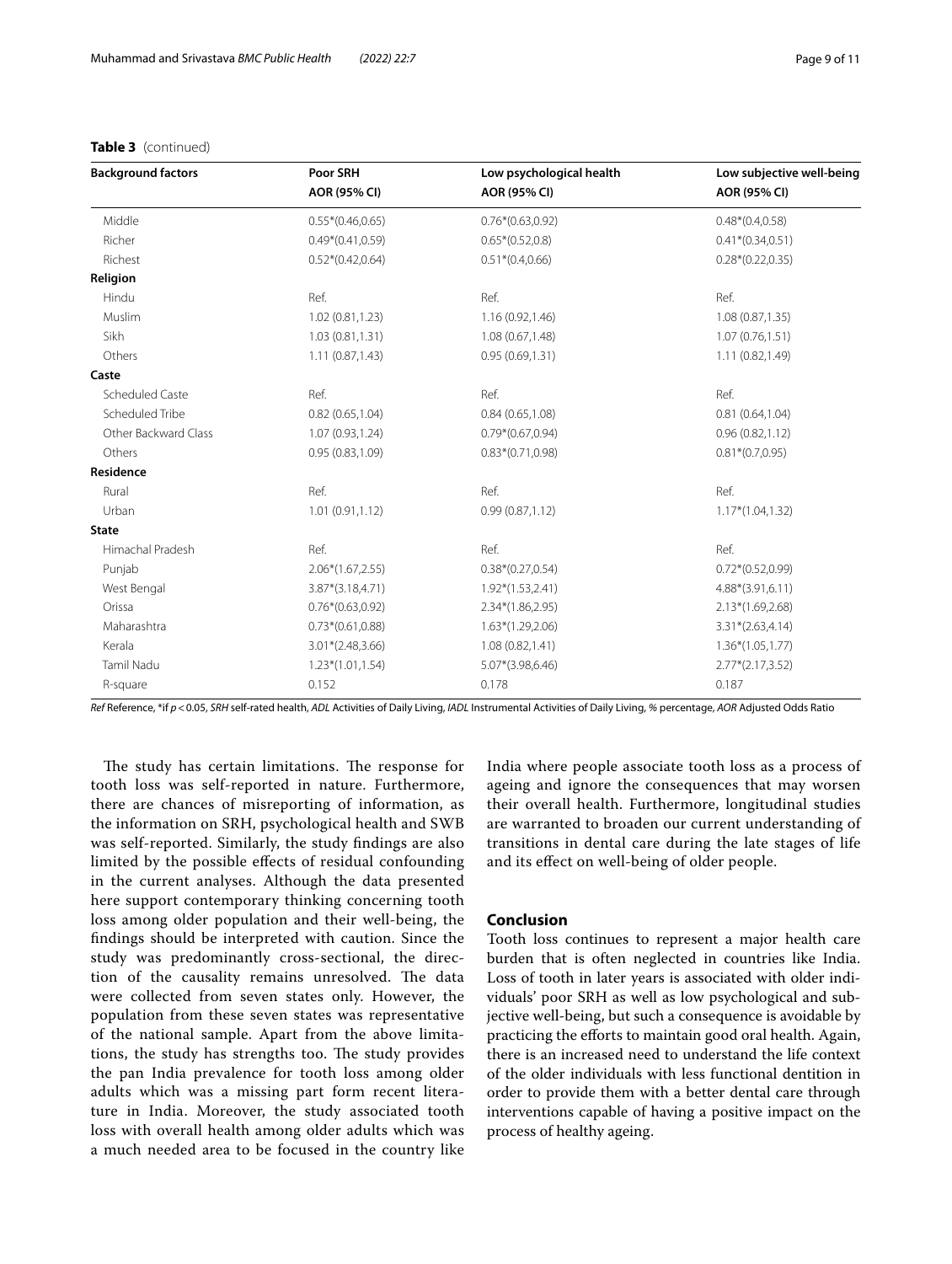**Table 3** (continued)

| Background factors | Poor SRH AOR (95% CI) | Low psychological health AOR (95% CI) | Low subjective well-being AOR (95% CI) |
|---|---|---|---|
| Middle | 0.55*(0.46,0.65) | 0.76*(0.63,0.92) | 0.48*(0.4,0.58) |
| Richer | 0.49*(0.41,0.59) | 0.65*(0.52,0.8) | 0.41*(0.34,0.51) |
| Richest | 0.52*(0.42,0.64) | 0.51*(0.4,0.66) | 0.28*(0.22,0.35) |
| **Religion** | | | |
| Hindu | Ref. | Ref. | Ref. |
| Muslim | 1.02 (0.81,1.23) | 1.16 (0.92,1.46) | 1.08 (0.87,1.35) |
| Sikh | 1.03 (0.81,1.31) | 1.08 (0.67,1.48) | 1.07 (0.76,1.51) |
| Others | 1.11 (0.87,1.43) | 0.95 (0.69,1.31) | 1.11 (0.82,1.49) |
| **Caste** | | | |
| Scheduled Caste | Ref. | Ref. | Ref. |
| Scheduled Tribe | 0.82 (0.65,1.04) | 0.84 (0.65,1.08) | 0.81 (0.64,1.04) |
| Other Backward Class | 1.07 (0.93,1.24) | 0.79*(0.67,0.94) | 0.96 (0.82,1.12) |
| Others | 0.95 (0.83,1.09) | 0.83*(0.71,0.98) | 0.81*(0.7,0.95) |
| **Residence** | | | |
| Rural | Ref. | Ref. | Ref. |
| Urban | 1.01 (0.91,1.12) | 0.99 (0.87,1.12) | 1.17*(1.04,1.32) |
| **State** | | | |
| Himachal Pradesh | Ref. | Ref. | Ref. |
| Punjab | 2.06*(1.67,2.55) | 0.38*(0.27,0.54) | 0.72*(0.52,0.99) |
| West Bengal | 3.87*(3.18,4.71) | 1.92*(1.53,2.41) | 4.88*(3.91,6.11) |
| Orissa | 0.76*(0.63,0.92) | 2.34*(1.86,2.95) | 2.13*(1.69,2.68) |
| Maharashtra | 0.73*(0.61,0.88) | 1.63*(1.29,2.06) | 3.31*(2.63,4.14) |
| Kerala | 3.01*(2.48,3.66) | 1.08 (0.82,1.41) | 1.36*(1.05,1.77) |
| Tamil Nadu | 1.23*(1.01,1.54) | 5.07*(3.98,6.46) | 2.77*(2.17,3.52) |
| R-square | 0.152 | 0.178 | 0.187 |

*Ref* Reference, *if $p < 0.05$, *SRH* self-rated health, *ADL* Activities of Daily Living, *IADL* Instrumental Activities of Daily Living, % percentage, *AOR* Adjusted Odds Ratio

The study has certain limitations. The response for tooth loss was self-reported in nature. Furthermore, there are chances of misreporting of information, as the information on SRH, psychological health and SWB was self-reported. Similarly, the study findings are also limited by the possible effects of residual confounding in the current analyses. Although the data presented here support contemporary thinking concerning tooth loss among older population and their well-being, the findings should be interpreted with caution. Since the study was predominantly cross-sectional, the direction of the causality remains unresolved. The data were collected from seven states only. However, the population from these seven states was representative of the national sample. Apart from the above limitations, the study has strengths too. The study provides the pan India prevalence for tooth loss among older adults which was a missing part form recent literature in India. Moreover, the study associated tooth loss with overall health among older adults which was a much needed area to be focused in the country like India where people associate tooth loss as a process of ageing and ignore the consequences that may worsen their overall health. Furthermore, longitudinal studies are warranted to broaden our current understanding of transitions in dental care during the late stages of life and its effect on well-being of older people.

## Conclusion

Tooth loss continues to represent a major health care burden that is often neglected in countries like India. Loss of tooth in later years is associated with older individuals' poor SRH as well as low psychological and subjective well-being, but such a consequence is avoidable by practicing the efforts to maintain good oral health. Again, there is an increased need to understand the life context of the older individuals with less functional dentition in order to provide them with a better dental care through interventions capable of having a positive impact on the process of healthy ageing.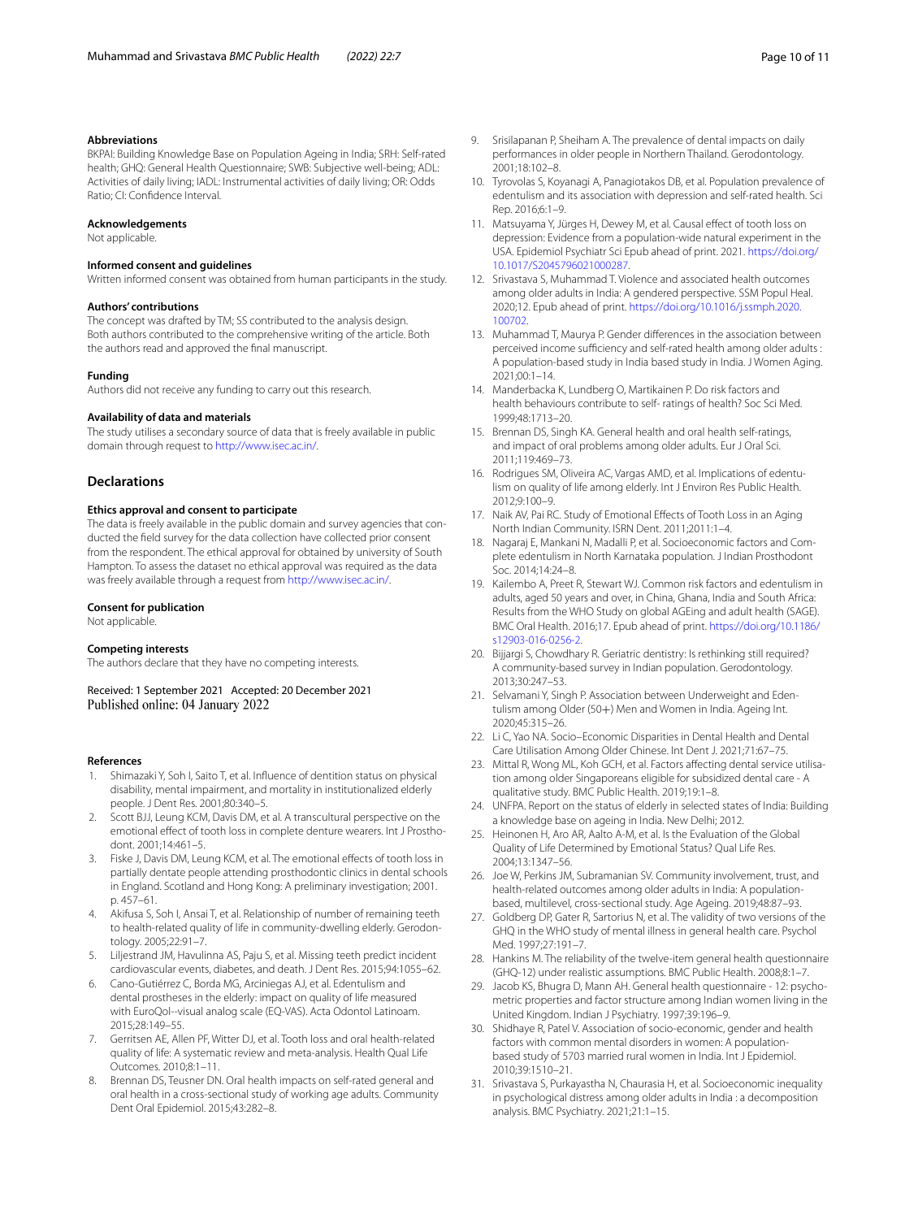### Abbreviations

BKPAI: Building Knowledge Base on Population Ageing in India; SRH: Self-rated health; GHQ: General Health Questionnaire; SWB: Subjective well-being; ADL: Activities of daily living; IADL: Instrumental activities of daily living; OR: Odds Ratio; CI: Confidence Interval.

### Acknowledgements

Not applicable.

### Informed consent and guidelines

Written informed consent was obtained from human participants in the study.

### Authors' contributions

The concept was drafted by TM; SS contributed to the analysis design. Both authors contributed to the comprehensive writing of the article. Both the authors read and approved the final manuscript.

### Funding

Authors did not receive any funding to carry out this research.

### Availability of data and materials

The study utilises a secondary source of data that is freely available in public domain through request to http://www.isec.ac.in/.

## Declarations

### Ethics approval and consent to participate

The data is freely available in the public domain and survey agencies that conducted the field survey for the data collection have collected prior consent from the respondent. The ethical approval for obtained by university of South Hampton. To assess the dataset no ethical approval was required as the data was freely available through a request from http://www.isec.ac.in/.

### Consent for publication

Not applicable.

### Competing interests

The authors declare that they have no competing interests.

Received: 1 September 2021 Accepted: 20 December 2021
Published online: 04 January 2022

### References

1. Shimazaki Y, Soh I, Saito T, et al. Influence of dentition status on physical disability, mental impairment, and mortality in institutionalized elderly people. J Dent Res. 2001;80:340–5.
2. Scott BJJ, Leung KCM, Davis DM, et al. A transcultural perspective on the emotional effect of tooth loss in complete denture wearers. Int J Prosthodont. 2001;14:461–5.
3. Fiske J, Davis DM, Leung KCM, et al. The emotional effects of tooth loss in partially dentate people attending prosthodontic clinics in dental schools in England. Scotland and Hong Kong: A preliminary investigation; 2001. p. 457–61.
4. Akifusa S, Soh I, Ansai T, et al. Relationship of number of remaining teeth to health-related quality of life in community-dwelling elderly. Gerodontology. 2005;22:91–7.
5. Liljestrand JM, Havulinna AS, Paju S, et al. Missing teeth predict incident cardiovascular events, diabetes, and death. J Dent Res. 2015;94:1055–62.
6. Cano-Gutiérrez C, Borda MG, Arciniegas AJ, et al. Edentulism and dental prostheses in the elderly: impact on quality of life measured with EuroQol--visual analog scale (EQ-VAS). Acta Odontol Latinoam. 2015;28:149–55.
7. Gerritsen AE, Allen PF, Witter DJ, et al. Tooth loss and oral health-related quality of life: A systematic review and meta-analysis. Health Qual Life Outcomes. 2010;8:1–11.
8. Brennan DS, Teusner DN. Oral health impacts on self-rated general and oral health in a cross-sectional study of working age adults. Community Dent Oral Epidemiol. 2015;43:282–8.
9. Srisilapanan P, Sheiham A. The prevalence of dental impacts on daily performances in older people in Northern Thailand. Gerodontology. 2001;18:102–8.
10. Tyrovolas S, Koyanagi A, Panagiotakos DB, et al. Population prevalence of edentulism and its association with depression and self-rated health. Sci Rep. 2016;6:1–9.
11. Matsuyama Y, Jürges H, Dewey M, et al. Causal effect of tooth loss on depression: Evidence from a population-wide natural experiment in the USA. Epidemiol Psychiatr Sci Epub ahead of print. 2021. https://doi.org/10.1017/S2045796021000287.
12. Srivastava S, Muhammad T. Violence and associated health outcomes among older adults in India: A gendered perspective. SSM Popul Heal. 2020;12. Epub ahead of print. https://doi.org/10.1016/j.ssmph.2020.100702.
13. Muhammad T, Maurya P. Gender differences in the association between perceived income sufficiency and self-rated health among older adults : A population-based study in India based study in India. J Women Aging. 2021;00:1–14.
14. Manderbacka K, Lundberg O, Martikainen P. Do risk factors and health behaviours contribute to self- ratings of health? Soc Sci Med. 1999;48:1713–20.
15. Brennan DS, Singh KA. General health and oral health self-ratings, and impact of oral problems among older adults. Eur J Oral Sci. 2011;119:469–73.
16. Rodrigues SM, Oliveira AC, Vargas AMD, et al. Implications of edentulism on quality of life among elderly. Int J Environ Res Public Health. 2012;9:100–9.
17. Naik AV, Pai RC. Study of Emotional Effects of Tooth Loss in an Aging North Indian Community. ISRN Dent. 2011;2011:1–4.
18. Nagaraj E, Mankani N, Madalli P, et al. Socioeconomic factors and Complete edentulism in North Karnataka population. J Indian Prosthodont Soc. 2014;14:24–8.
19. Kailembo A, Preet R, Stewart WJ. Common risk factors and edentulism in adults, aged 50 years and over, in China, Ghana, India and South Africa: Results from the WHO Study on global AGEing and adult health (SAGE). BMC Oral Health. 2016;17. Epub ahead of print. https://doi.org/10.1186/s12903-016-0256-2.
20. Bijjargi S, Chowdhary R. Geriatric dentistry: Is rethinking still required? A community-based survey in Indian population. Gerodontology. 2013;30:247–53.
21. Selvamani Y, Singh P. Association between Underweight and Edentulism among Older (50+) Men and Women in India. Ageing Int. 2020;45:315–26.
22. Li C, Yao NA. Socio–Economic Disparities in Dental Health and Dental Care Utilisation Among Older Chinese. Int Dent J. 2021;71:67–75.
23. Mittal R, Wong ML, Koh GCH, et al. Factors affecting dental service utilisation among older Singaporeans eligible for subsidized dental care - A qualitative study. BMC Public Health. 2019;19:1–8.
24. UNFPA. Report on the status of elderly in selected states of India: Building a knowledge base on ageing in India. New Delhi; 2012.
25. Heinonen H, Aro AR, Aalto A-M, et al. Is the Evaluation of the Global Quality of Life Determined by Emotional Status? Qual Life Res. 2004;13:1347–56.
26. Joe W, Perkins JM, Subramanian SV. Community involvement, trust, and health-related outcomes among older adults in India: A population-based, multilevel, cross-sectional study. Age Ageing. 2019;48:87–93.
27. Goldberg DP, Gater R, Sartorius N, et al. The validity of two versions of the GHQ in the WHO study of mental illness in general health care. Psychol Med. 1997;27:191–7.
28. Hankins M. The reliability of the twelve-item general health questionnaire (GHQ-12) under realistic assumptions. BMC Public Health. 2008;8:1–7.
29. Jacob KS, Bhugra D, Mann AH. General health questionnaire - 12: psychometric properties and factor structure among Indian women living in the United Kingdom. Indian J Psychiatry. 1997;39:196–9.
30. Shidhaye R, Patel V. Association of socio-economic, gender and health factors with common mental disorders in women: A population-based study of 5703 married rural women in India. Int J Epidemiol. 2010;39:1510–21.
31. Srivastava S, Purkayastha N, Chaurasia H, et al. Socioeconomic inequality in psychological distress among older adults in India : a decomposition analysis. BMC Psychiatry. 2021;21:1–15.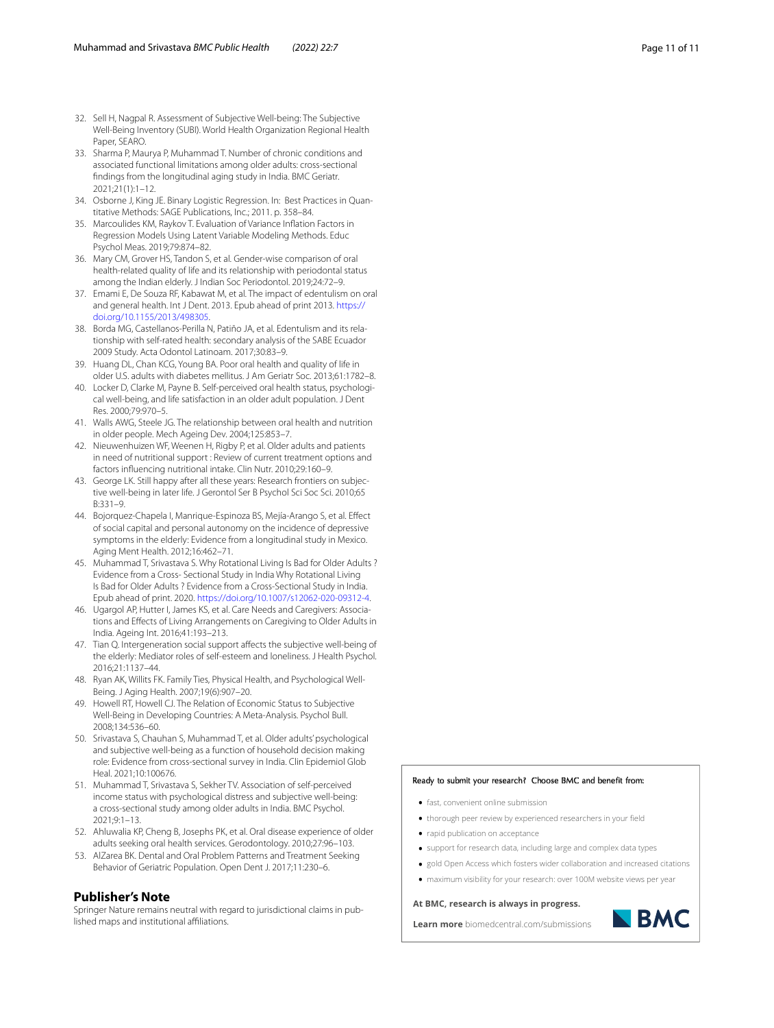32. Sell H, Nagpal R. Assessment of Subjective Well-being: The Subjective Well-Being Inventory (SUBI). World Health Organization Regional Health Paper, SEARO.
33. Sharma P, Maurya P, Muhammad T. Number of chronic conditions and associated functional limitations among older adults: cross-sectional findings from the longitudinal aging study in India. BMC Geriatr. 2021;21(1):1–12.
34. Osborne J, King JE. Binary Logistic Regression. In: Best Practices in Quantitative Methods: SAGE Publications, Inc.; 2011. p. 358–84.
35. Marcoulides KM, Raykov T. Evaluation of Variance Inflation Factors in Regression Models Using Latent Variable Modeling Methods. Educ Psychol Meas. 2019;79:874–82.
36. Mary CM, Grover HS, Tandon S, et al. Gender-wise comparison of oral health-related quality of life and its relationship with periodontal status among the Indian elderly. J Indian Soc Periodontol. 2019;24:72–9.
37. Emami E, De Souza RF, Kabawat M, et al. The impact of edentulism on oral and general health. Int J Dent. 2013. Epub ahead of print 2013. https://doi.org/10.1155/2013/498305.
38. Borda MG, Castellanos-Perilla N, Patiño JA, et al. Edentulism and its relationship with self-rated health: secondary analysis of the SABE Ecuador 2009 Study. Acta Odontol Latinoam. 2017;30:83–9.
39. Huang DL, Chan KCG, Young BA. Poor oral health and quality of life in older U.S. adults with diabetes mellitus. J Am Geriatr Soc. 2013;61:1782–8.
40. Locker D, Clarke M, Payne B. Self-perceived oral health status, psychological well-being, and life satisfaction in an older adult population. J Dent Res. 2000;79:970–5.
41. Walls AWG, Steele JG. The relationship between oral health and nutrition in older people. Mech Ageing Dev. 2004;125:853–7.
42. Nieuwenhuizen WF, Weenen H, Rigby P, et al. Older adults and patients in need of nutritional support : Review of current treatment options and factors influencing nutritional intake. Clin Nutr. 2010;29:160–9.
43. George LK. Still happy after all these years: Research frontiers on subjective well-being in later life. J Gerontol Ser B Psychol Sci Soc Sci. 2010;65 B:331–9.
44. Bojorquez-Chapela I, Manrique-Espinoza BS, Mejía-Arango S, et al. Effect of social capital and personal autonomy on the incidence of depressive symptoms in the elderly: Evidence from a longitudinal study in Mexico. Aging Ment Health. 2012;16:462–71.
45. Muhammad T, Srivastava S. Why Rotational Living Is Bad for Older Adults ? Evidence from a Cross- Sectional Study in India Why Rotational Living Is Bad for Older Adults ? Evidence from a Cross-Sectional Study in India. Epub ahead of print. 2020. https://doi.org/10.1007/s12062-020-09312-4.
46. Ugargol AP, Hutter I, James KS, et al. Care Needs and Caregivers: Associations and Effects of Living Arrangements on Caregiving to Older Adults in India. Ageing Int. 2016;41:193–213.
47. Tian Q. Intergeneration social support affects the subjective well-being of the elderly: Mediator roles of self-esteem and loneliness. J Health Psychol. 2016;21:1137–44.
48. Ryan AK, Willits FK. Family Ties, Physical Health, and Psychological Well-Being. J Aging Health. 2007;19(6):907–20.
49. Howell RT, Howell CJ. The Relation of Economic Status to Subjective Well-Being in Developing Countries: A Meta-Analysis. Psychol Bull. 2008;134:536–60.
50. Srivastava S, Chauhan S, Muhammad T, et al. Older adults' psychological and subjective well-being as a function of household decision making role: Evidence from cross-sectional survey in India. Clin Epidemiol Glob Heal. 2021;10:100676.
51. Muhammad T, Srivastava S, Sekher TV. Association of self-perceived income status with psychological distress and subjective well-being: a cross-sectional study among older adults in India. BMC Psychol. 2021;9:1–13.
52. Ahluwalia KP, Cheng B, Josephs PK, et al. Oral disease experience of older adults seeking oral health services. Gerodontology. 2010;27:96–103.
53. AlZarea BK. Dental and Oral Problem Patterns and Treatment Seeking Behavior of Geriatric Population. Open Dent J. 2017;11:230–6.

## Publisher's Note

Springer Nature remains neutral with regard to jurisdictional claims in published maps and institutional affiliations.

Ready to submit your research? Choose BMC and benefit from:

- fast, convenient online submission
- thorough peer review by experienced researchers in your field
- rapid publication on acceptance
- support for research data, including large and complex data types
- gold Open Access which fosters wider collaboration and increased citations
- maximum visibility for your research: over 100M website views per year

**At BMC, research is always in progress.**

**Learn more** biomedcentral.com/submissions

BMC